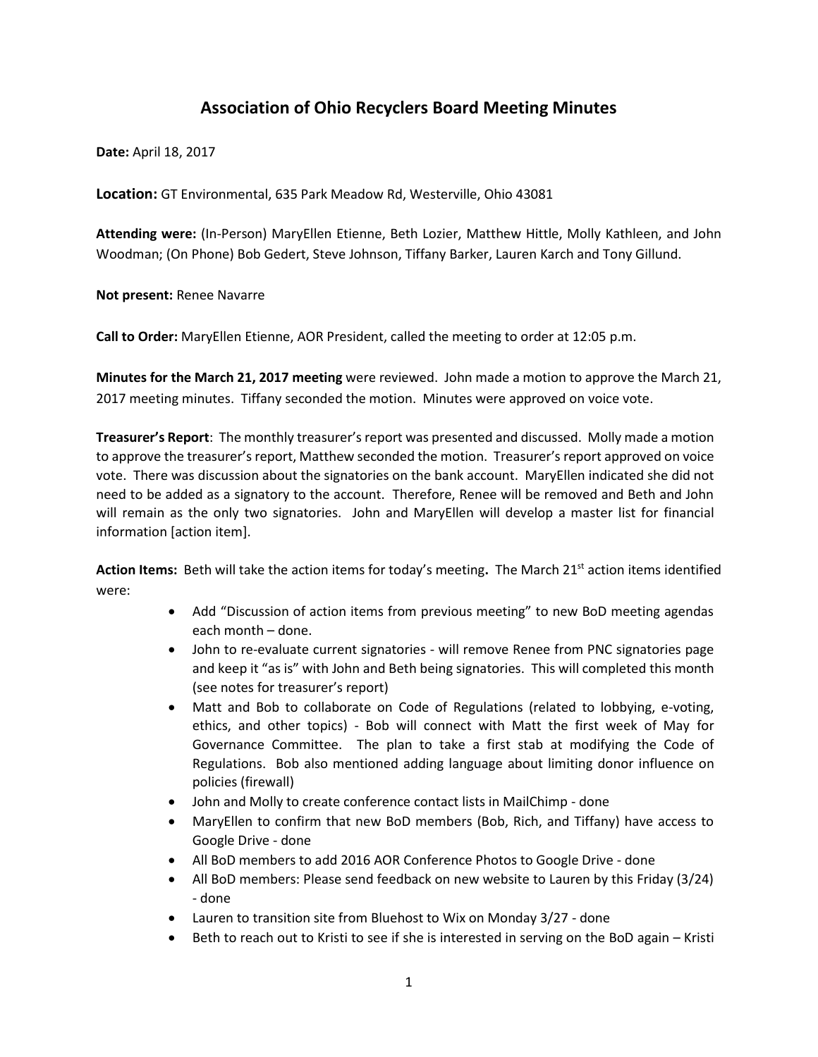# Association of Ohio Recyclers Board Meeting Minutes

**Date:** April 18, 2017

**Location:** GT Environmental, 635 Park Meadow Rd, Westerville, Ohio 43081

**Attending were:** (In-Person) MaryEllen Etienne, Beth Lozier, Matthew Hittle, Molly Kathleen, and John Woodman; (On Phone) Bob Gedert, Steve Johnson, Tiffany Barker, Lauren Karch and Tony Gillund.

**Not present:** Renee Navarre

**Call to Order:** MaryEllen Etienne, AOR President, called the meeting to order at 12:05 p.m.

**Minutes for the March 21, 2017 meeting** were reviewed. John made a motion to approve the March 21, 2017 meeting minutes. Tiffany seconded the motion. Minutes were approved on voice vote.

**Treasurer's Report**: The monthly treasurer's report was presented and discussed. Molly made a motion to approve the treasurer's report, Matthew seconded the motion. Treasurer's report approved on voice vote. There was discussion about the signatories on the bank account. MaryEllen indicated she did not need to be added as a signatory to the account. Therefore, Renee will be removed and Beth and John will remain as the only two signatories. John and MaryEllen will develop a master list for financial information [action item].

**Action Items:** Beth will take the action items for today's meeting**.** The March 21st action items identified were:

- Add "Discussion of action items from previous meeting" to new BoD meeting agendas each month – done.
- John to re-evaluate current signatories - will remove Renee from PNC signatories page and keep it "as is" with John and Beth being signatories. This will completed this month (see notes for treasurer's report)
- Matt and Bob to collaborate on Code of Regulations (related to lobbying, e-voting, ethics, and other topics) - Bob will connect with Matt the first week of May for Governance Committee. The plan to take a first stab at modifying the Code of Regulations. Bob also mentioned adding language about limiting donor influence on policies (firewall)
- John and Molly to create conference contact lists in MailChimp - done
- MaryEllen to confirm that new BoD members (Bob, Rich, and Tiffany) have access to Google Drive - done
- All BoD members to add 2016 AOR Conference Photos to Google Drive - done
- All BoD members: Please send feedback on new website to Lauren by this Friday (3/24) - done
- Lauren to transition site from Bluehost to Wix on Monday 3/27 - done
- Beth to reach out to Kristi to see if she is interested in serving on the BoD again – Kristi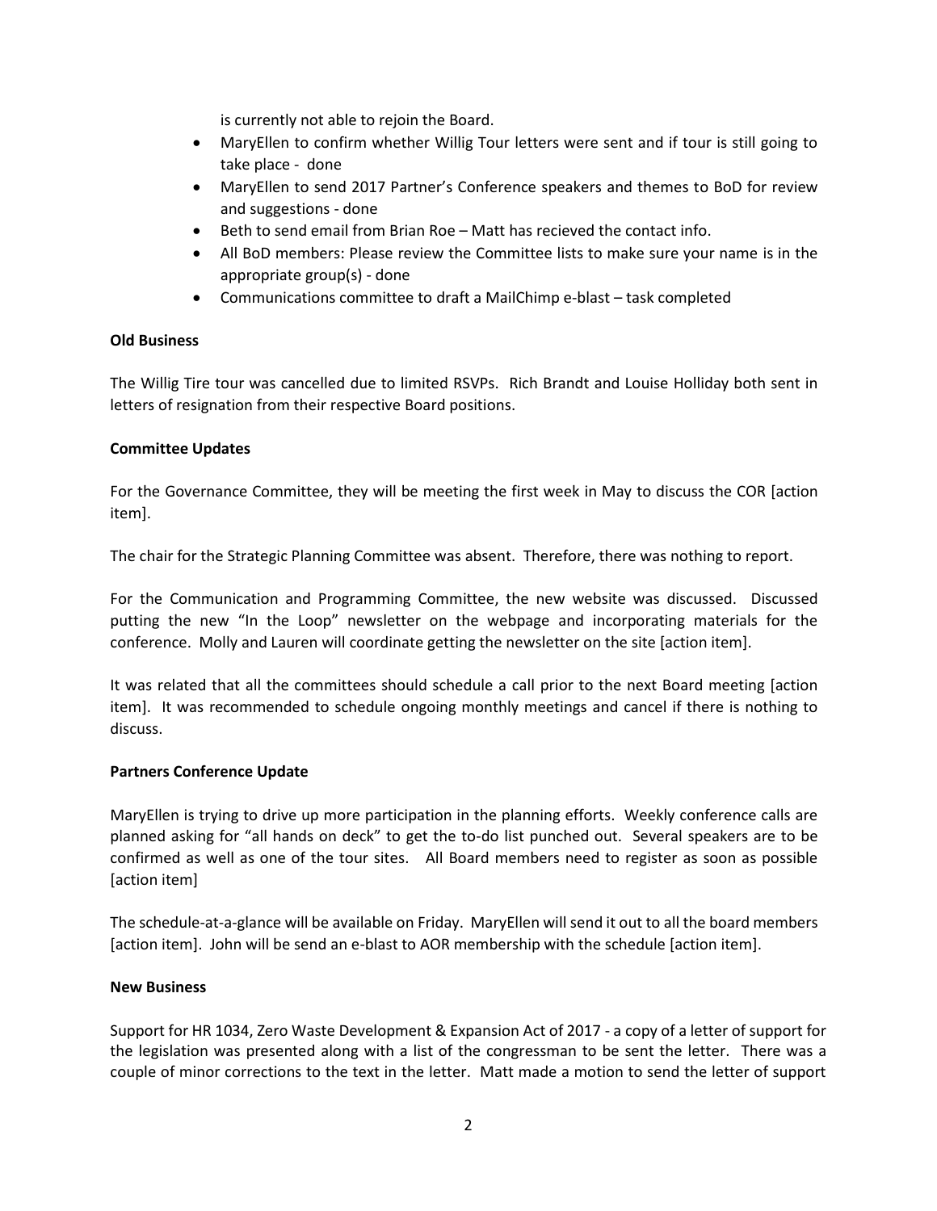is currently not able to rejoin the Board.

- MaryEllen to confirm whether Willig Tour letters were sent and if tour is still going to take place - done
- MaryEllen to send 2017 Partner's Conference speakers and themes to BoD for review and suggestions - done
- Beth to send email from Brian Roe – Matt has recieved the contact info.
- All BoD members: Please review the Committee lists to make sure your name is in the appropriate group(s) - done
- Communications committee to draft a MailChimp e-blast – task completed

**Old Business**

The Willig Tire tour was cancelled due to limited RSVPs. Rich Brandt and Louise Holliday both sent in letters of resignation from their respective Board positions.

**Committee Updates**

For the Governance Committee, they will be meeting the first week in May to discuss the COR [action item].

The chair for the Strategic Planning Committee was absent. Therefore, there was nothing to report.

For the Communication and Programming Committee, the new website was discussed. Discussed putting the new "In the Loop" newsletter on the webpage and incorporating materials for the conference. Molly and Lauren will coordinate getting the newsletter on the site [action item].

It was related that all the committees should schedule a call prior to the next Board meeting [action item]. It was recommended to schedule ongoing monthly meetings and cancel if there is nothing to discuss.

**Partners Conference Update**

MaryEllen is trying to drive up more participation in the planning efforts. Weekly conference calls are planned asking for "all hands on deck" to get the to-do list punched out. Several speakers are to be confirmed as well as one of the tour sites. All Board members need to register as soon as possible [action item]

The schedule-at-a-glance will be available on Friday. MaryEllen will send it out to all the board members [action item]. John will be send an e-blast to AOR membership with the schedule [action item].

**New Business**

Support for HR 1034, Zero Waste Development & Expansion Act of 2017 - a copy of a letter of support for the legislation was presented along with a list of the congressman to be sent the letter. There was a couple of minor corrections to the text in the letter. Matt made a motion to send the letter of support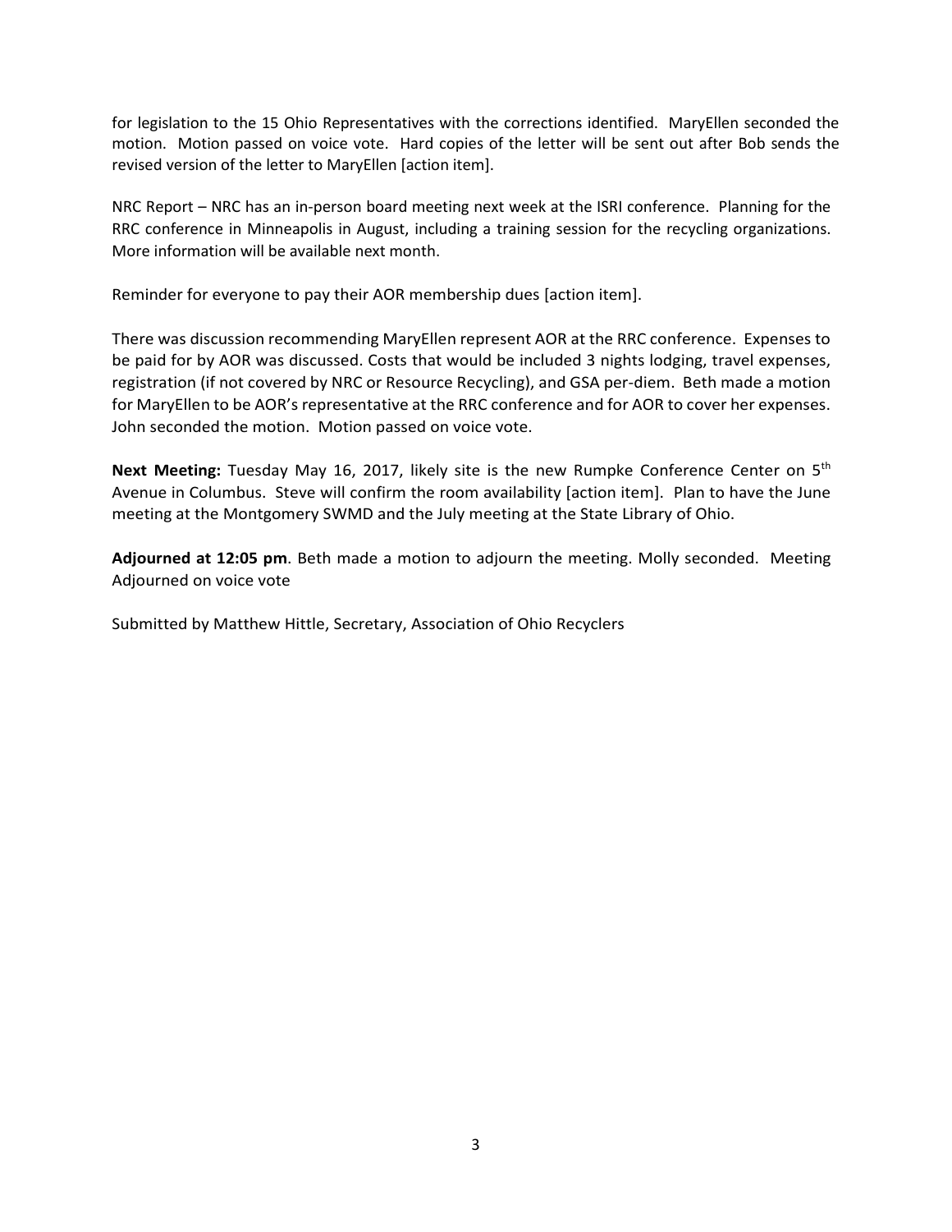for legislation to the 15 Ohio Representatives with the corrections identified. MaryEllen seconded the motion. Motion passed on voice vote. Hard copies of the letter will be sent out after Bob sends the revised version of the letter to MaryEllen [action item].

NRC Report – NRC has an in-person board meeting next week at the ISRI conference. Planning for the RRC conference in Minneapolis in August, including a training session for the recycling organizations. More information will be available next month.

Reminder for everyone to pay their AOR membership dues [action item].

There was discussion recommending MaryEllen represent AOR at the RRC conference. Expenses to be paid for by AOR was discussed. Costs that would be included 3 nights lodging, travel expenses, registration (if not covered by NRC or Resource Recycling), and GSA per-diem. Beth made a motion for MaryEllen to be AOR's representative at the RRC conference and for AOR to cover her expenses. John seconded the motion. Motion passed on voice vote.

**Next Meeting:** Tuesday May 16, 2017, likely site is the new Rumpke Conference Center on 5th Avenue in Columbus. Steve will confirm the room availability [action item]. Plan to have the June meeting at the Montgomery SWMD and the July meeting at the State Library of Ohio.

**Adjourned at 12:05 pm**. Beth made a motion to adjourn the meeting. Molly seconded. Meeting Adjourned on voice vote

Submitted by Matthew Hittle, Secretary, Association of Ohio Recyclers